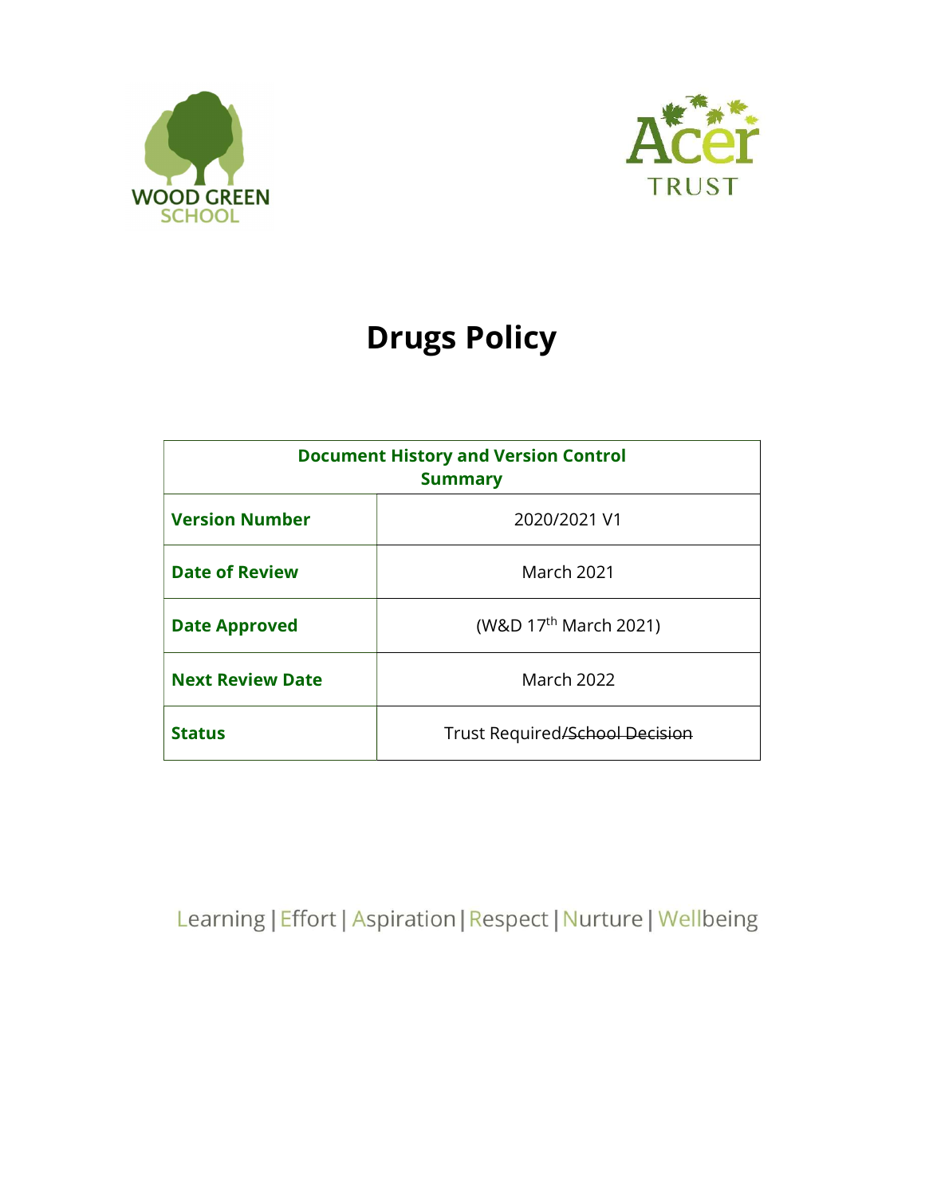WOOD GREEN SCHOOL

Acer TRUST

# Drugs Policy

| Document History and Version Control Summary | |
|---|---|
| **Version Number** | 2020/2021 V1 |
| **Date of Review** | March 2021 |
| **Date Approved** | (W&D 17th March 2021) |
| **Next Review Date** | March 2022 |
| **Status** | Trust Required/~~School Decision~~ |

Learning | Effort | Aspiration | Respect | Nurture | Wellbeing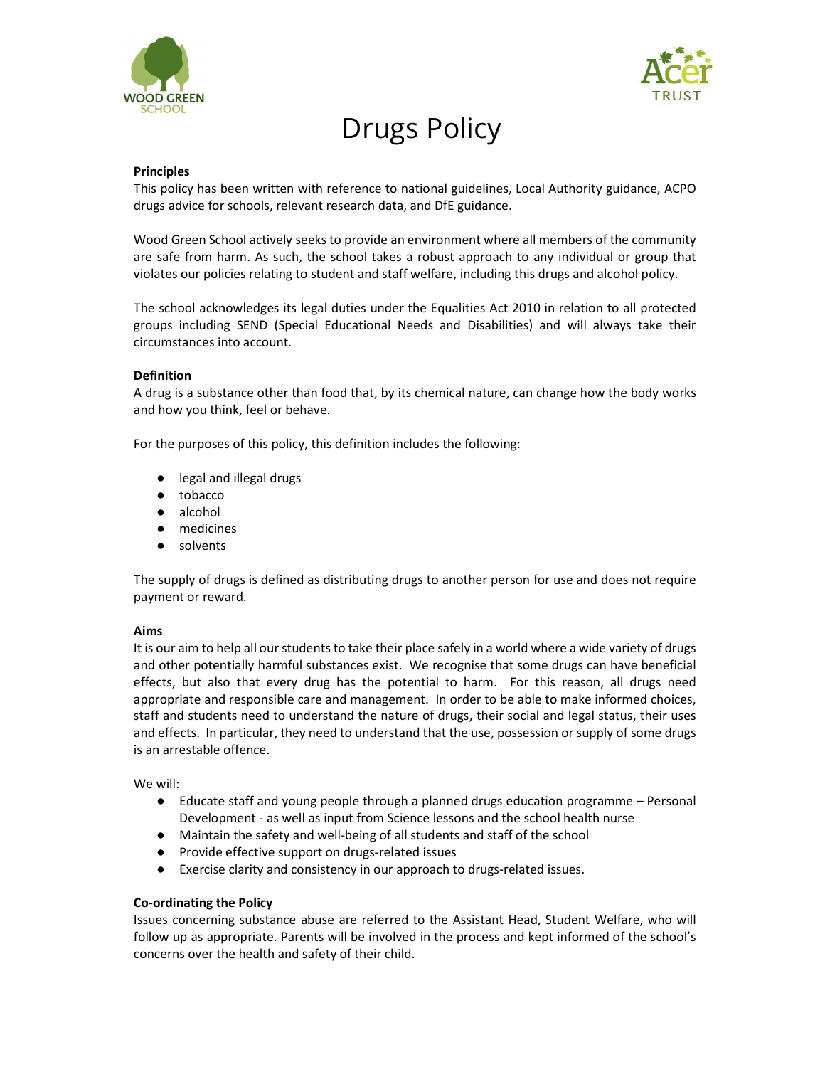# Drugs Policy

**Principles**

This policy has been written with reference to national guidelines, Local Authority guidance, ACPO drugs advice for schools, relevant research data, and DfE guidance.

Wood Green School actively seeks to provide an environment where all members of the community are safe from harm. As such, the school takes a robust approach to any individual or group that violates our policies relating to student and staff welfare, including this drugs and alcohol policy.

The school acknowledges its legal duties under the Equalities Act 2010 in relation to all protected groups including SEND (Special Educational Needs and Disabilities) and will always take their circumstances into account.

**Definition**

A drug is a substance other than food that, by its chemical nature, can change how the body works and how you think, feel or behave.

For the purposes of this policy, this definition includes the following:

- legal and illegal drugs
- tobacco
- alcohol
- medicines
- solvents

The supply of drugs is defined as distributing drugs to another person for use and does not require payment or reward.

**Aims**

It is our aim to help all our students to take their place safely in a world where a wide variety of drugs and other potentially harmful substances exist. We recognise that some drugs can have beneficial effects, but also that every drug has the potential to harm. For this reason, all drugs need appropriate and responsible care and management. In order to be able to make informed choices, staff and students need to understand the nature of drugs, their social and legal status, their uses and effects. In particular, they need to understand that the use, possession or supply of some drugs is an arrestable offence.

We will:

- Educate staff and young people through a planned drugs education programme – Personal Development - as well as input from Science lessons and the school health nurse
- Maintain the safety and well-being of all students and staff of the school
- Provide effective support on drugs-related issues
- Exercise clarity and consistency in our approach to drugs-related issues.

**Co-ordinating the Policy**

Issues concerning substance abuse are referred to the Assistant Head, Student Welfare, who will follow up as appropriate. Parents will be involved in the process and kept informed of the school's concerns over the health and safety of their child.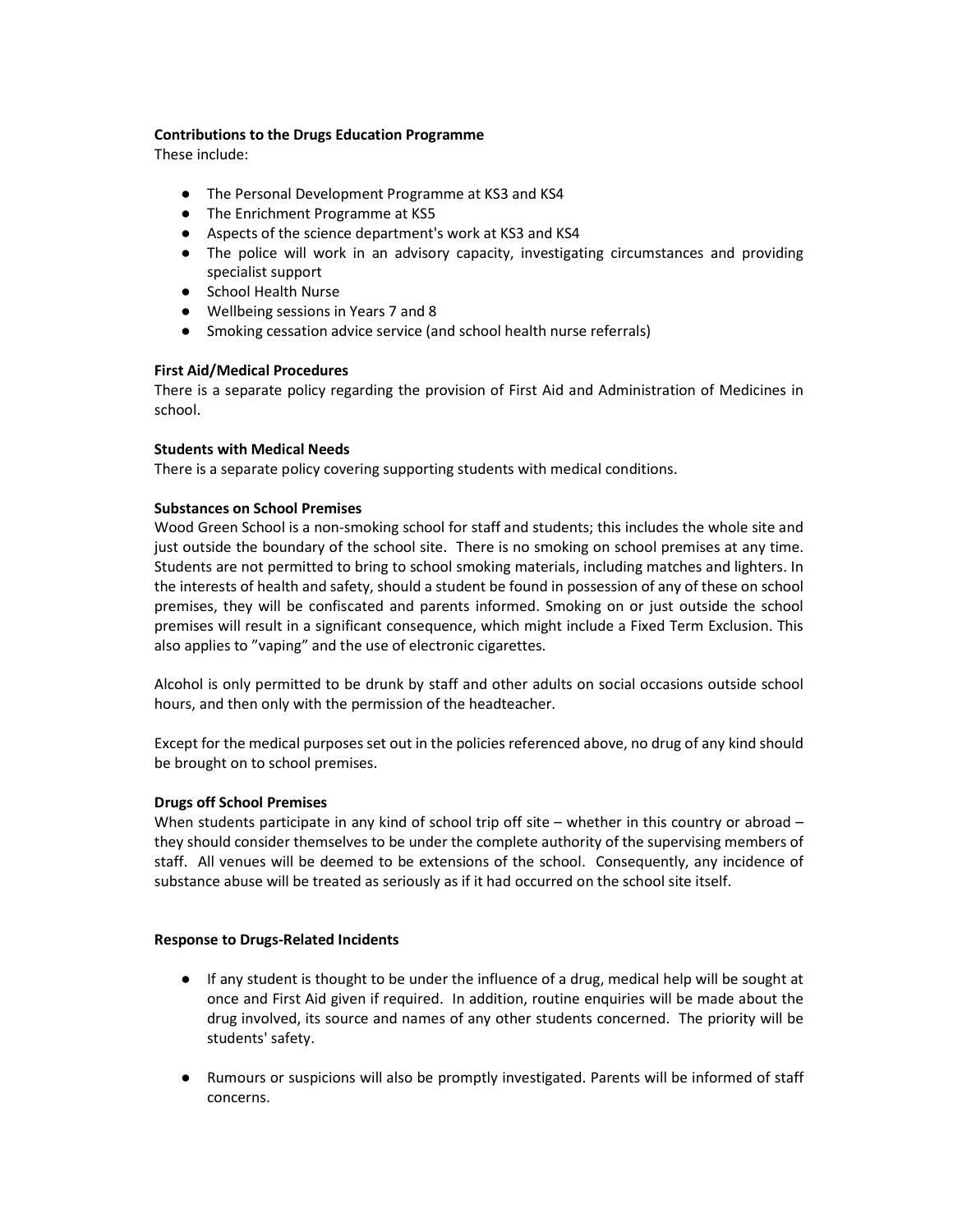**Contributions to the Drugs Education Programme**

These include:

- The Personal Development Programme at KS3 and KS4
- The Enrichment Programme at KS5
- Aspects of the science department's work at KS3 and KS4
- The police will work in an advisory capacity, investigating circumstances and providing specialist support
- School Health Nurse
- Wellbeing sessions in Years 7 and 8
- Smoking cessation advice service (and school health nurse referrals)

**First Aid/Medical Procedures**

There is a separate policy regarding the provision of First Aid and Administration of Medicines in school.

**Students with Medical Needs**

There is a separate policy covering supporting students with medical conditions.

**Substances on School Premises**

Wood Green School is a non-smoking school for staff and students; this includes the whole site and just outside the boundary of the school site. There is no smoking on school premises at any time. Students are not permitted to bring to school smoking materials, including matches and lighters. In the interests of health and safety, should a student be found in possession of any of these on school premises, they will be confiscated and parents informed. Smoking on or just outside the school premises will result in a significant consequence, which might include a Fixed Term Exclusion. This also applies to "vaping" and the use of electronic cigarettes.

Alcohol is only permitted to be drunk by staff and other adults on social occasions outside school hours, and then only with the permission of the headteacher.

Except for the medical purposes set out in the policies referenced above, no drug of any kind should be brought on to school premises.

**Drugs off School Premises**

When students participate in any kind of school trip off site – whether in this country or abroad – they should consider themselves to be under the complete authority of the supervising members of staff. All venues will be deemed to be extensions of the school. Consequently, any incidence of substance abuse will be treated as seriously as if it had occurred on the school site itself.

**Response to Drugs-Related Incidents**

- If any student is thought to be under the influence of a drug, medical help will be sought at once and First Aid given if required. In addition, routine enquiries will be made about the drug involved, its source and names of any other students concerned. The priority will be students' safety.

- Rumours or suspicions will also be promptly investigated. Parents will be informed of staff concerns.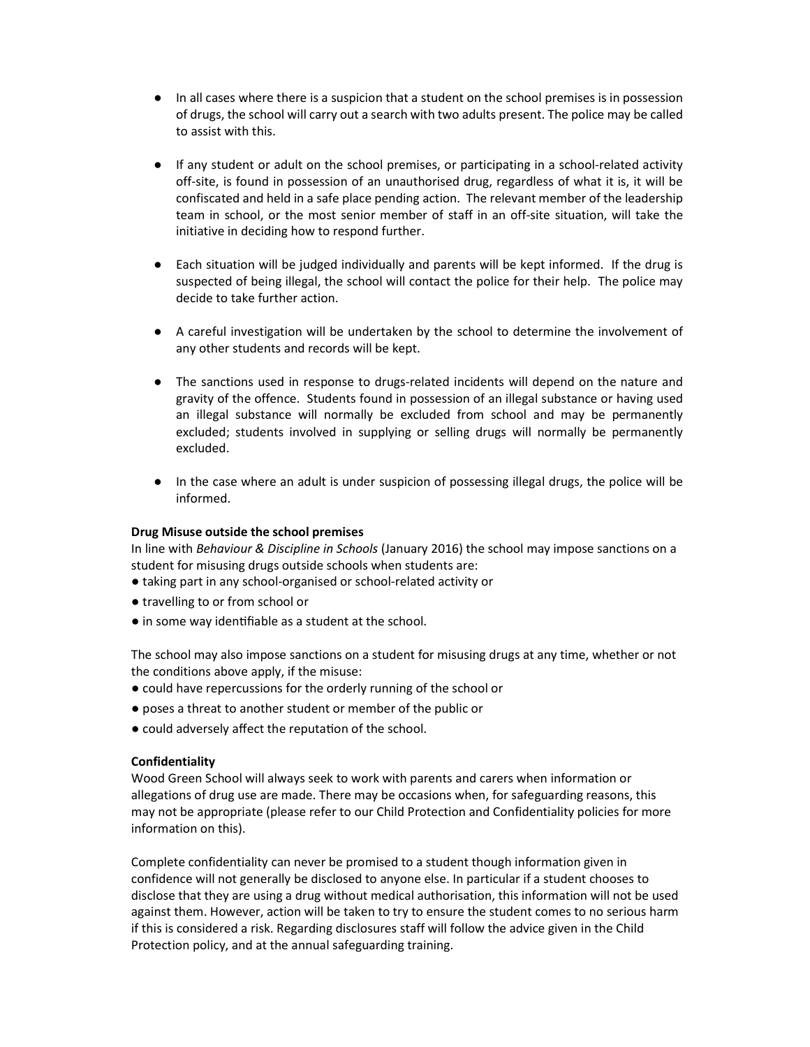- In all cases where there is a suspicion that a student on the school premises is in possession of drugs, the school will carry out a search with two adults present. The police may be called to assist with this.

- If any student or adult on the school premises, or participating in a school-related activity off-site, is found in possession of an unauthorised drug, regardless of what it is, it will be confiscated and held in a safe place pending action. The relevant member of the leadership team in school, or the most senior member of staff in an off-site situation, will take the initiative in deciding how to respond further.

- Each situation will be judged individually and parents will be kept informed. If the drug is suspected of being illegal, the school will contact the police for their help. The police may decide to take further action.

- A careful investigation will be undertaken by the school to determine the involvement of any other students and records will be kept.

- The sanctions used in response to drugs-related incidents will depend on the nature and gravity of the offence. Students found in possession of an illegal substance or having used an illegal substance will normally be excluded from school and may be permanently excluded; students involved in supplying or selling drugs will normally be permanently excluded.

- In the case where an adult is under suspicion of possessing illegal drugs, the police will be informed.

**Drug Misuse outside the school premises**

In line with *Behaviour & Discipline in Schools* (January 2016) the school may impose sanctions on a student for misusing drugs outside schools when students are:

- taking part in any school-organised or school-related activity or
- travelling to or from school or
- in some way identifiable as a student at the school.

The school may also impose sanctions on a student for misusing drugs at any time, whether or not the conditions above apply, if the misuse:

- could have repercussions for the orderly running of the school or
- poses a threat to another student or member of the public or
- could adversely affect the reputation of the school.

**Confidentiality**

Wood Green School will always seek to work with parents and carers when information or allegations of drug use are made. There may be occasions when, for safeguarding reasons, this may not be appropriate (please refer to our Child Protection and Confidentiality policies for more information on this).

Complete confidentiality can never be promised to a student though information given in confidence will not generally be disclosed to anyone else. In particular if a student chooses to disclose that they are using a drug without medical authorisation, this information will not be used against them. However, action will be taken to try to ensure the student comes to no serious harm if this is considered a risk. Regarding disclosures staff will follow the advice given in the Child Protection policy, and at the annual safeguarding training.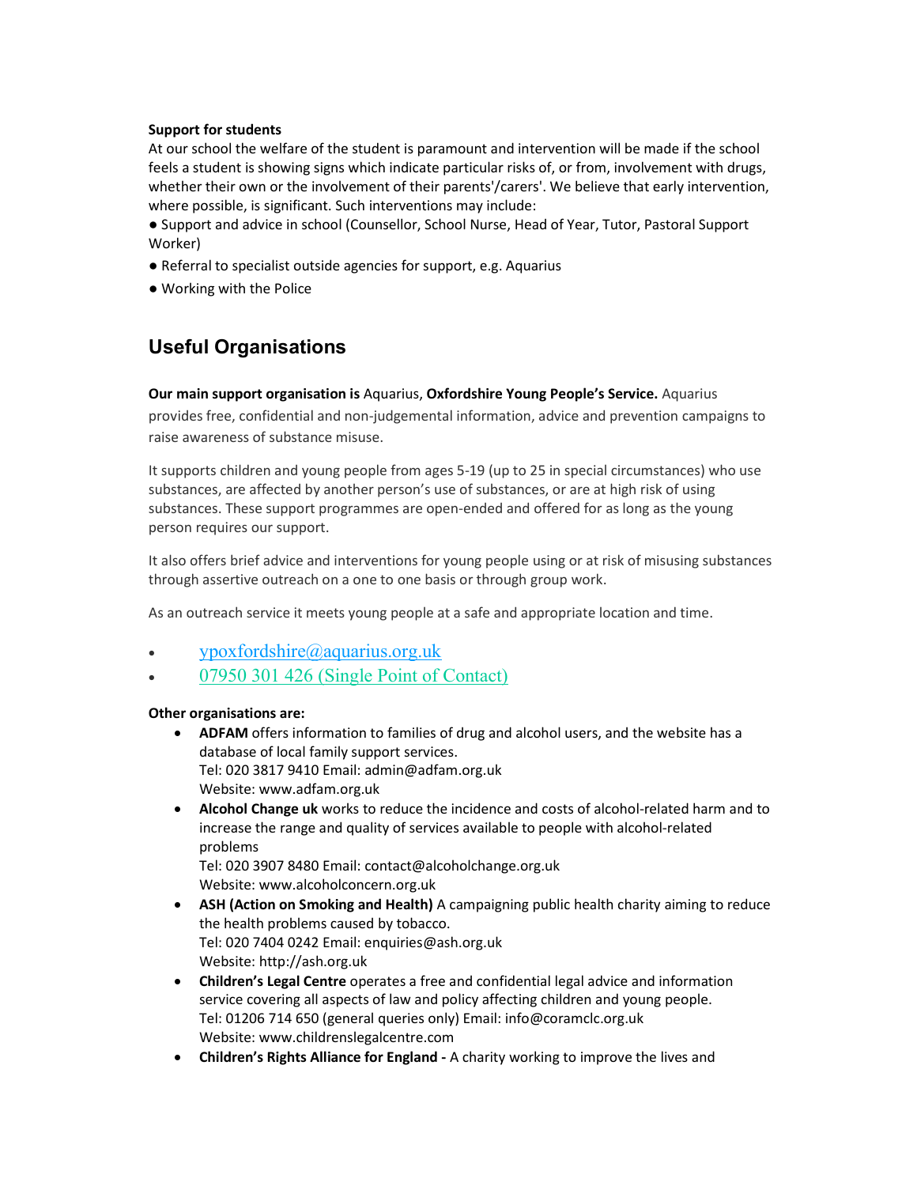**Support for students**

At our school the welfare of the student is paramount and intervention will be made if the school feels a student is showing signs which indicate particular risks of, or from, involvement with drugs, whether their own or the involvement of their parents'/carers'. We believe that early intervention, where possible, is significant. Such interventions may include:

- Support and advice in school (Counsellor, School Nurse, Head of Year, Tutor, Pastoral Support Worker)
- Referral to specialist outside agencies for support, e.g. Aquarius
- Working with the Police

## Useful Organisations

**Our main support organisation is** Aquarius, **Oxfordshire Young People's Service.** Aquarius provides free, confidential and non-judgemental information, advice and prevention campaigns to raise awareness of substance misuse.

It supports children and young people from ages 5-19 (up to 25 in special circumstances) who use substances, are affected by another person's use of substances, or are at high risk of using substances. These support programmes are open-ended and offered for as long as the young person requires our support.

It also offers brief advice and interventions for young people using or at risk of misusing substances through assertive outreach on a one to one basis or through group work.

As an outreach service it meets young people at a safe and appropriate location and time.

- ypoxfordshire@aquarius.org.uk
- 07950 301 426 (Single Point of Contact)

**Other organisations are:**

- **ADFAM** offers information to families of drug and alcohol users, and the website has a database of local family support services.
  Tel: 020 3817 9410 Email: admin@adfam.org.uk
  Website: www.adfam.org.uk
- **Alcohol Change uk** works to reduce the incidence and costs of alcohol-related harm and to increase the range and quality of services available to people with alcohol-related problems
  Tel: 020 3907 8480 Email: contact@alcoholchange.org.uk
  Website: www.alcoholconcern.org.uk
- **ASH (Action on Smoking and Health)** A campaigning public health charity aiming to reduce the health problems caused by tobacco.
  Tel: 020 7404 0242 Email: enquiries@ash.org.uk
  Website: http://ash.org.uk
- **Children's Legal Centre** operates a free and confidential legal advice and information service covering all aspects of law and policy affecting children and young people.
  Tel: 01206 714 650 (general queries only) Email: info@coramclc.org.uk
  Website: www.childrenslegalcentre.com
- **Children's Rights Alliance for England -** A charity working to improve the lives and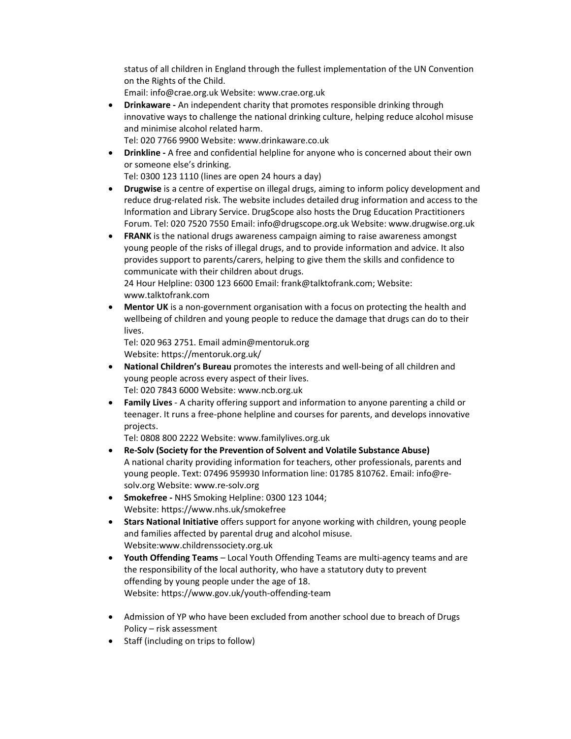status of all children in England through the fullest implementation of the UN Convention on the Rights of the Child.
Email: info@crae.org.uk Website: www.crae.org.uk

- **Drinkaware -** An independent charity that promotes responsible drinking through innovative ways to challenge the national drinking culture, helping reduce alcohol misuse and minimise alcohol related harm.
  Tel: 020 7766 9900 Website: www.drinkaware.co.uk
- **Drinkline -** A free and confidential helpline for anyone who is concerned about their own or someone else's drinking.
  Tel: 0300 123 1110 (lines are open 24 hours a day)
- **Drugwise** is a centre of expertise on illegal drugs, aiming to inform policy development and reduce drug-related risk. The website includes detailed drug information and access to the Information and Library Service. DrugScope also hosts the Drug Education Practitioners Forum. Tel: 020 7520 7550 Email: info@drugscope.org.uk Website: www.drugwise.org.uk
- **FRANK** is the national drugs awareness campaign aiming to raise awareness amongst young people of the risks of illegal drugs, and to provide information and advice. It also provides support to parents/carers, helping to give them the skills and confidence to communicate with their children about drugs.
  24 Hour Helpline: 0300 123 6600 Email: frank@talktofrank.com; Website: www.talktofrank.com
- **Mentor UK** is a non-government organisation with a focus on protecting the health and wellbeing of children and young people to reduce the damage that drugs can do to their lives.
  Tel: 020 963 2751. Email admin@mentoruk.org
  Website: https://mentoruk.org.uk/
- **National Children's Bureau** promotes the interests and well-being of all children and young people across every aspect of their lives.
  Tel: 020 7843 6000 Website: www.ncb.org.uk
- **Family Lives** - A charity offering support and information to anyone parenting a child or teenager. It runs a free-phone helpline and courses for parents, and develops innovative projects.
  Tel: 0808 800 2222 Website: www.familylives.org.uk
- **Re-Solv (Society for the Prevention of Solvent and Volatile Substance Abuse)**
  A national charity providing information for teachers, other professionals, parents and young people. Text: 07496 959930 Information line: 01785 810762. Email: info@re-solv.org Website: www.re-solv.org
- **Smokefree -** NHS Smoking Helpline: 0300 123 1044;
  Website: https://www.nhs.uk/smokefree
- **Stars National Initiative** offers support for anyone working with children, young people and families affected by parental drug and alcohol misuse.
  Website:www.childrenssociety.org.uk
- **Youth Offending Teams** – Local Youth Offending Teams are multi-agency teams and are the responsibility of the local authority, who have a statutory duty to prevent offending by young people under the age of 18.
  Website: https://www.gov.uk/youth-offending-team

- Admission of YP who have been excluded from another school due to breach of Drugs Policy – risk assessment
- Staff (including on trips to follow)